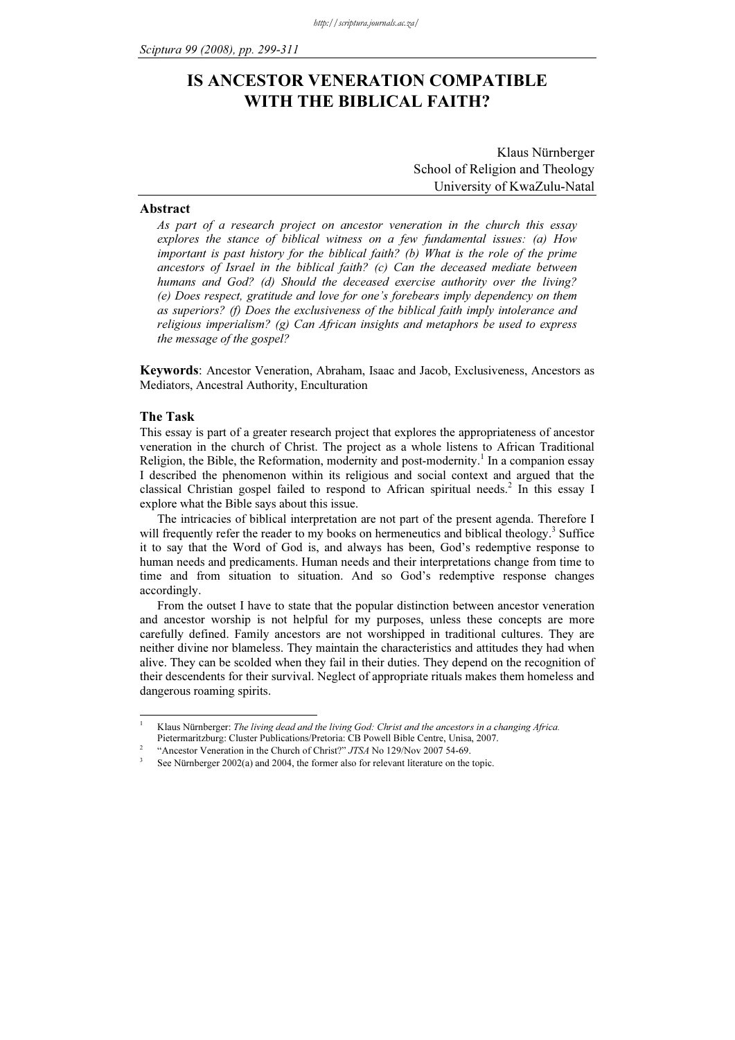# IS ANCESTOR VENERATION COMPATIBLE WITH THE BIBLICAL FAITH?

Klaus Nürnberger
School of Religion and Theology
University of KwaZulu-Natal

## Abstract

*As part of a research project on ancestor veneration in the church this essay explores the stance of biblical witness on a few fundamental issues: (a) How important is past history for the biblical faith? (b) What is the role of the prime ancestors of Israel in the biblical faith? (c) Can the deceased mediate between humans and God? (d) Should the deceased exercise authority over the living? (e) Does respect, gratitude and love for one's forebears imply dependency on them as superiors? (f) Does the exclusiveness of the biblical faith imply intolerance and religious imperialism? (g) Can African insights and metaphors be used to express the message of the gospel?*

**Keywords**: Ancestor Veneration, Abraham, Isaac and Jacob, Exclusiveness, Ancestors as Mediators, Ancestral Authority, Enculturation

## The Task

This essay is part of a greater research project that explores the appropriateness of ancestor veneration in the church of Christ. The project as a whole listens to African Traditional Religion, the Bible, the Reformation, modernity and post-modernity.[1] In a companion essay I described the phenomenon within its religious and social context and argued that the classical Christian gospel failed to respond to African spiritual needs.[2] In this essay I explore what the Bible says about this issue.

The intricacies of biblical interpretation are not part of the present agenda. Therefore I will frequently refer the reader to my books on hermeneutics and biblical theology.[3] Suffice it to say that the Word of God is, and always has been, God's redemptive response to human needs and predicaments. Human needs and their interpretations change from time to time and from situation to situation. And so God's redemptive response changes accordingly.

From the outset I have to state that the popular distinction between ancestor veneration and ancestor worship is not helpful for my purposes, unless these concepts are more carefully defined. Family ancestors are not worshipped in traditional cultures. They are neither divine nor blameless. They maintain the characteristics and attitudes they had when alive. They can be scolded when they fail in their duties. They depend on the recognition of their descendents for their survival. Neglect of appropriate rituals makes them homeless and dangerous roaming spirits.

---

[1] Klaus Nürnberger: *The living dead and the living God: Christ and the ancestors in a changing Africa.* Pietermaritzburg: Cluster Publications/Pretoria: CB Powell Bible Centre, Unisa, 2007.

[2] "Ancestor Veneration in the Church of Christ?" *JTSA* No 129/Nov 2007 54-69.

[3] See Nürnberger 2002(a) and 2004, the former also for relevant literature on the topic.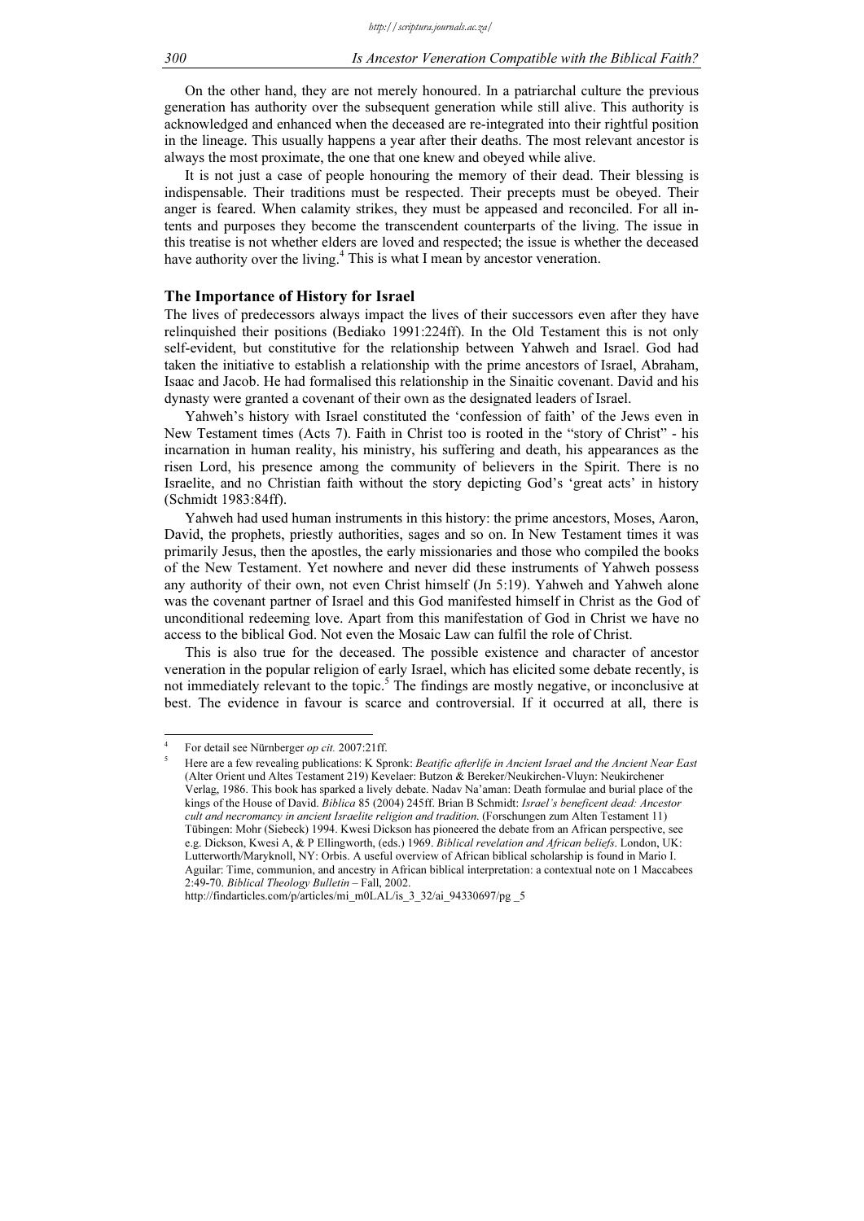On the other hand, they are not merely honoured. In a patriarchal culture the previous generation has authority over the subsequent generation while still alive. This authority is acknowledged and enhanced when the deceased are re-integrated into their rightful position in the lineage. This usually happens a year after their deaths. The most relevant ancestor is always the most proximate, the one that one knew and obeyed while alive.

It is not just a case of people honouring the memory of their dead. Their blessing is indispensable. Their traditions must be respected. Their precepts must be obeyed. Their anger is feared. When calamity strikes, they must be appeased and reconciled. For all intents and purposes they become the transcendent counterparts of the living. The issue in this treatise is not whether elders are loved and respected; the issue is whether the deceased have authority over the living.[4] This is what I mean by ancestor veneration.

## The Importance of History for Israel

The lives of predecessors always impact the lives of their successors even after they have relinquished their positions (Bediako 1991:224ff). In the Old Testament this is not only self-evident, but constitutive for the relationship between Yahweh and Israel. God had taken the initiative to establish a relationship with the prime ancestors of Israel, Abraham, Isaac and Jacob. He had formalised this relationship in the Sinaitic covenant. David and his dynasty were granted a covenant of their own as the designated leaders of Israel.

Yahweh's history with Israel constituted the 'confession of faith' of the Jews even in New Testament times (Acts 7). Faith in Christ too is rooted in the "story of Christ" - his incarnation in human reality, his ministry, his suffering and death, his appearances as the risen Lord, his presence among the community of believers in the Spirit. There is no Israelite, and no Christian faith without the story depicting God's 'great acts' in history (Schmidt 1983:84ff).

Yahweh had used human instruments in this history: the prime ancestors, Moses, Aaron, David, the prophets, priestly authorities, sages and so on. In New Testament times it was primarily Jesus, then the apostles, the early missionaries and those who compiled the books of the New Testament. Yet nowhere and never did these instruments of Yahweh possess any authority of their own, not even Christ himself (Jn 5:19). Yahweh and Yahweh alone was the covenant partner of Israel and this God manifested himself in Christ as the God of unconditional redeeming love. Apart from this manifestation of God in Christ we have no access to the biblical God. Not even the Mosaic Law can fulfil the role of Christ.

This is also true for the deceased. The possible existence and character of ancestor veneration in the popular religion of early Israel, which has elicited some debate recently, is not immediately relevant to the topic.[5] The findings are mostly negative, or inconclusive at best. The evidence in favour is scarce and controversial. If it occurred at all, there is

---

[4] For detail see Nürnberger *op cit.* 2007:21ff.

[5] Here are a few revealing publications: K Spronk: *Beatific afterlife in Ancient Israel and the Ancient Near East* (Alter Orient und Altes Testament 219) Kevelaer: Butzon & Bereker/Neukirchen-Vluyn: Neukirchener Verlag, 1986. This book has sparked a lively debate. Nadav Na'aman: Death formulae and burial place of the kings of the House of David. *Biblica* 85 (2004) 245ff. Brian B Schmidt: *Israel's beneficent dead: Ancestor cult and necromancy in ancient Israelite religion and tradition*. (Forschungen zum Alten Testament 11) Tübingen: Mohr (Siebeck) 1994. Kwesi Dickson has pioneered the debate from an African perspective, see e.g. Dickson, Kwesi A, & P Ellingworth, (eds.) 1969. *Biblical revelation and African beliefs*. London, UK: Lutterworth/Maryknoll, NY: Orbis. A useful overview of African biblical scholarship is found in Mario I. Aguilar: Time, communion, and ancestry in African biblical interpretation: a contextual note on 1 Maccabees 2:49-70. *Biblical Theology Bulletin* – Fall, 2002. http://findarticles.com/p/articles/mi_m0LAL/is_3_32/ai_94330697/pg _5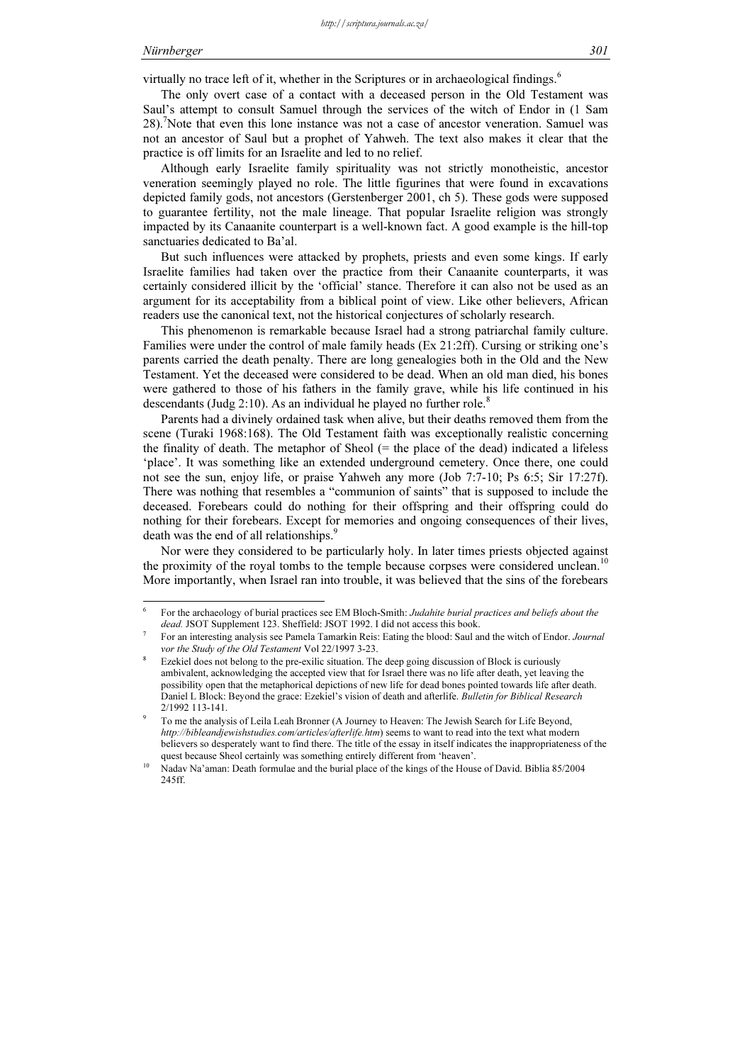virtually no trace left of it, whether in the Scriptures or in archaeological findings.[6]

The only overt case of a contact with a deceased person in the Old Testament was Saul's attempt to consult Samuel through the services of the witch of Endor in (1 Sam 28).[7]Note that even this lone instance was not a case of ancestor veneration. Samuel was not an ancestor of Saul but a prophet of Yahweh. The text also makes it clear that the practice is off limits for an Israelite and led to no relief.

Although early Israelite family spirituality was not strictly monotheistic, ancestor veneration seemingly played no role. The little figurines that were found in excavations depicted family gods, not ancestors (Gerstenberger 2001, ch 5). These gods were supposed to guarantee fertility, not the male lineage. That popular Israelite religion was strongly impacted by its Canaanite counterpart is a well-known fact. A good example is the hill-top sanctuaries dedicated to Ba'al.

But such influences were attacked by prophets, priests and even some kings. If early Israelite families had taken over the practice from their Canaanite counterparts, it was certainly considered illicit by the 'official' stance. Therefore it can also not be used as an argument for its acceptability from a biblical point of view. Like other believers, African readers use the canonical text, not the historical conjectures of scholarly research.

This phenomenon is remarkable because Israel had a strong patriarchal family culture. Families were under the control of male family heads (Ex 21:2ff). Cursing or striking one's parents carried the death penalty. There are long genealogies both in the Old and the New Testament. Yet the deceased were considered to be dead. When an old man died, his bones were gathered to those of his fathers in the family grave, while his life continued in his descendants (Judg 2:10). As an individual he played no further role.[8]

Parents had a divinely ordained task when alive, but their deaths removed them from the scene (Turaki 1968:168). The Old Testament faith was exceptionally realistic concerning the finality of death. The metaphor of Sheol (= the place of the dead) indicated a lifeless 'place'. It was something like an extended underground cemetery. Once there, one could not see the sun, enjoy life, or praise Yahweh any more (Job 7:7-10; Ps 6:5; Sir 17:27f). There was nothing that resembles a "communion of saints" that is supposed to include the deceased. Forebears could do nothing for their offspring and their offspring could do nothing for their forebears. Except for memories and ongoing consequences of their lives, death was the end of all relationships.[9]

Nor were they considered to be particularly holy. In later times priests objected against the proximity of the royal tombs to the temple because corpses were considered unclean.[10] More importantly, when Israel ran into trouble, it was believed that the sins of the forebears

---

[6] For the archaeology of burial practices see EM Bloch-Smith: *Judahite burial practices and beliefs about the dead.* JSOT Supplement 123. Sheffield: JSOT 1992. I did not access this book.

[7] For an interesting analysis see Pamela Tamarkin Reis: Eating the blood: Saul and the witch of Endor. *Journal vor the Study of the Old Testament* Vol 22/1997 3-23.

[8] Ezekiel does not belong to the pre-exilic situation. The deep going discussion of Block is curiously ambivalent, acknowledging the accepted view that for Israel there was no life after death, yet leaving the possibility open that the metaphorical depictions of new life for dead bones pointed towards life after death. Daniel L Block: Beyond the grace: Ezekiel's vision of death and afterlife. *Bulletin for Biblical Research* 2/1992 113-141.

[9] To me the analysis of Leila Leah Bronner (A Journey to Heaven: The Jewish Search for Life Beyond, *http://bibleandjewishstudies.com/articles/afterlife.htm*) seems to want to read into the text what modern believers so desperately want to find there. The title of the essay in itself indicates the inappropriateness of the quest because Sheol certainly was something entirely different from 'heaven'.

[10] Nadav Na'aman: Death formulae and the burial place of the kings of the House of David. Biblia 85/2004 245ff.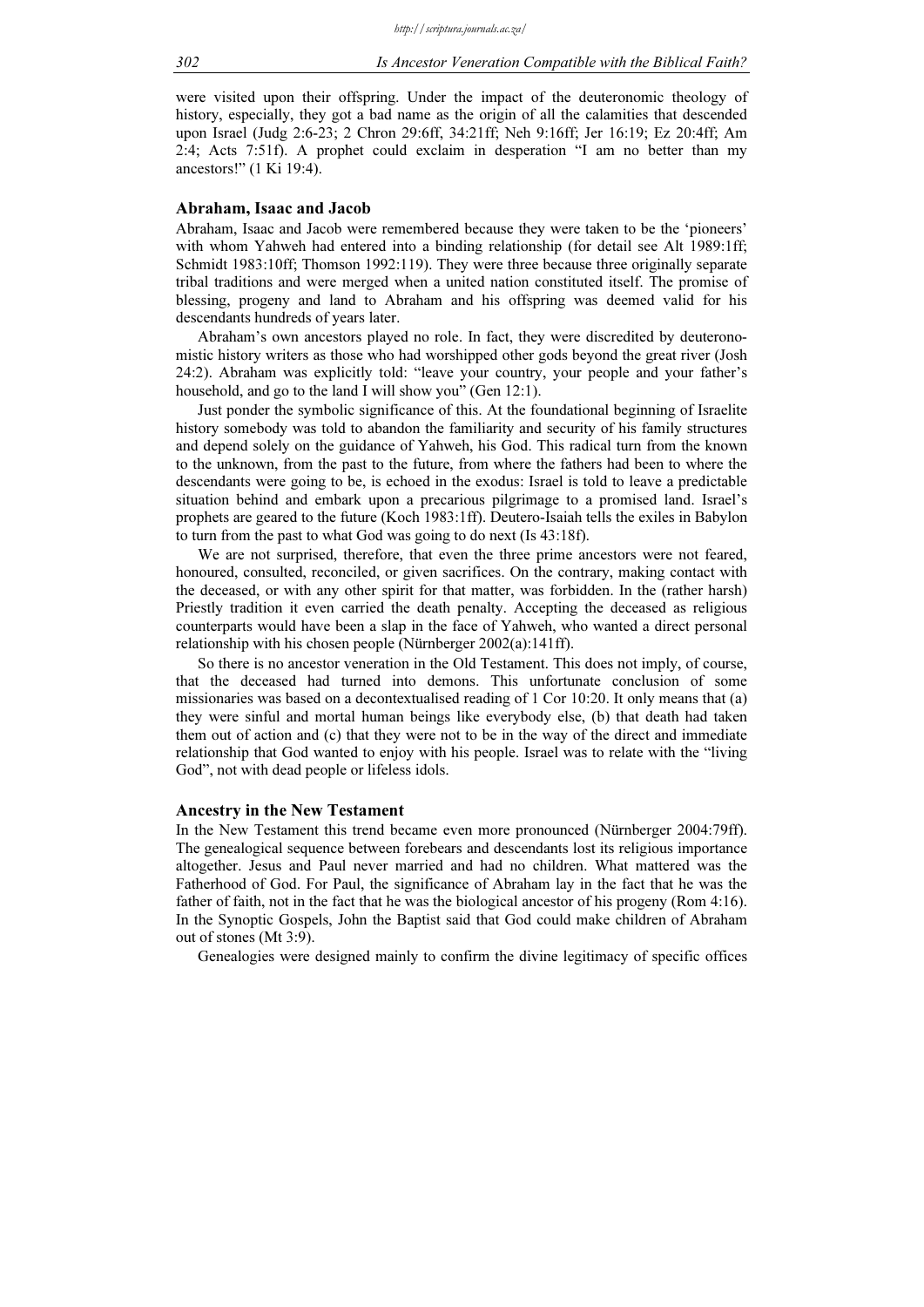were visited upon their offspring. Under the impact of the deuteronomic theology of history, especially, they got a bad name as the origin of all the calamities that descended upon Israel (Judg 2:6-23; 2 Chron 29:6ff, 34:21ff; Neh 9:16ff; Jer 16:19; Ez 20:4ff; Am 2:4; Acts 7:51f). A prophet could exclaim in desperation "I am no better than my ancestors!" (1 Ki 19:4).

### Abraham, Isaac and Jacob

Abraham, Isaac and Jacob were remembered because they were taken to be the 'pioneers' with whom Yahweh had entered into a binding relationship (for detail see Alt 1989:1ff; Schmidt 1983:10ff; Thomson 1992:119). They were three because three originally separate tribal traditions and were merged when a united nation constituted itself. The promise of blessing, progeny and land to Abraham and his offspring was deemed valid for his descendants hundreds of years later.

Abraham's own ancestors played no role. In fact, they were discredited by deuteronomistic history writers as those who had worshipped other gods beyond the great river (Josh 24:2). Abraham was explicitly told: "leave your country, your people and your father's household, and go to the land I will show you" (Gen 12:1).

Just ponder the symbolic significance of this. At the foundational beginning of Israelite history somebody was told to abandon the familiarity and security of his family structures and depend solely on the guidance of Yahweh, his God. This radical turn from the known to the unknown, from the past to the future, from where the fathers had been to where the descendants were going to be, is echoed in the exodus: Israel is told to leave a predictable situation behind and embark upon a precarious pilgrimage to a promised land. Israel's prophets are geared to the future (Koch 1983:1ff). Deutero-Isaiah tells the exiles in Babylon to turn from the past to what God was going to do next (Is 43:18f).

We are not surprised, therefore, that even the three prime ancestors were not feared, honoured, consulted, reconciled, or given sacrifices. On the contrary, making contact with the deceased, or with any other spirit for that matter, was forbidden. In the (rather harsh) Priestly tradition it even carried the death penalty. Accepting the deceased as religious counterparts would have been a slap in the face of Yahweh, who wanted a direct personal relationship with his chosen people (Nürnberger 2002(a):141ff).

So there is no ancestor veneration in the Old Testament. This does not imply, of course, that the deceased had turned into demons. This unfortunate conclusion of some missionaries was based on a decontextualised reading of 1 Cor 10:20. It only means that (a) they were sinful and mortal human beings like everybody else, (b) that death had taken them out of action and (c) that they were not to be in the way of the direct and immediate relationship that God wanted to enjoy with his people. Israel was to relate with the "living God", not with dead people or lifeless idols.

### Ancestry in the New Testament

In the New Testament this trend became even more pronounced (Nürnberger 2004:79ff). The genealogical sequence between forebears and descendants lost its religious importance altogether. Jesus and Paul never married and had no children. What mattered was the Fatherhood of God. For Paul, the significance of Abraham lay in the fact that he was the father of faith, not in the fact that he was the biological ancestor of his progeny (Rom 4:16). In the Synoptic Gospels, John the Baptist said that God could make children of Abraham out of stones (Mt 3:9).

Genealogies were designed mainly to confirm the divine legitimacy of specific offices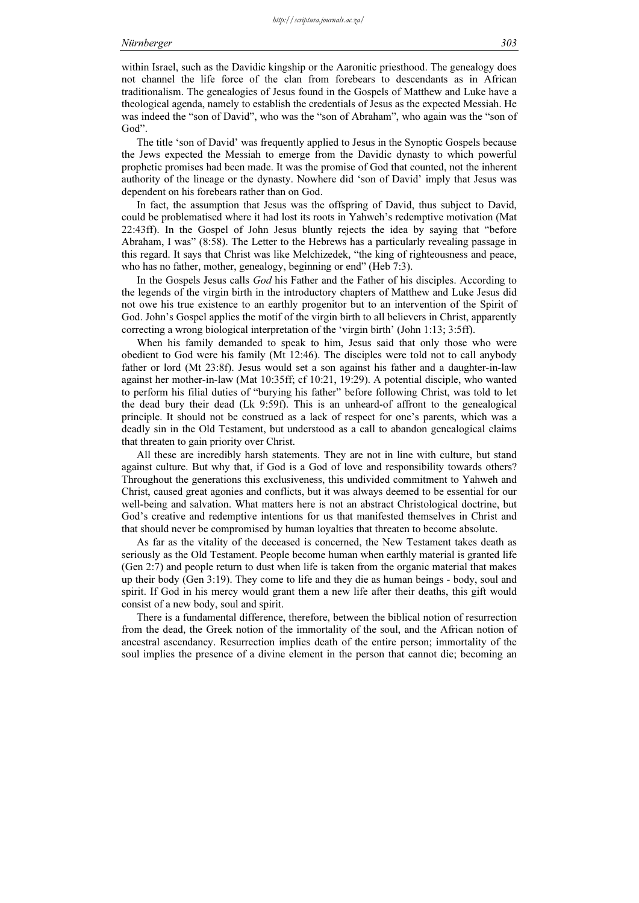within Israel, such as the Davidic kingship or the Aaronitic priesthood. The genealogy does not channel the life force of the clan from forebears to descendants as in African traditionalism. The genealogies of Jesus found in the Gospels of Matthew and Luke have a theological agenda, namely to establish the credentials of Jesus as the expected Messiah. He was indeed the "son of David", who was the "son of Abraham", who again was the "son of God".

The title 'son of David' was frequently applied to Jesus in the Synoptic Gospels because the Jews expected the Messiah to emerge from the Davidic dynasty to which powerful prophetic promises had been made. It was the promise of God that counted, not the inherent authority of the lineage or the dynasty. Nowhere did 'son of David' imply that Jesus was dependent on his forebears rather than on God.

In fact, the assumption that Jesus was the offspring of David, thus subject to David, could be problematised where it had lost its roots in Yahweh's redemptive motivation (Mat 22:43ff). In the Gospel of John Jesus bluntly rejects the idea by saying that "before Abraham, I was" (8:58). The Letter to the Hebrews has a particularly revealing passage in this regard. It says that Christ was like Melchizedek, "the king of righteousness and peace, who has no father, mother, genealogy, beginning or end" (Heb 7:3).

In the Gospels Jesus calls *God* his Father and the Father of his disciples. According to the legends of the virgin birth in the introductory chapters of Matthew and Luke Jesus did not owe his true existence to an earthly progenitor but to an intervention of the Spirit of God. John's Gospel applies the motif of the virgin birth to all believers in Christ, apparently correcting a wrong biological interpretation of the 'virgin birth' (John 1:13; 3:5ff).

When his family demanded to speak to him, Jesus said that only those who were obedient to God were his family (Mt 12:46). The disciples were told not to call anybody father or lord (Mt 23:8f). Jesus would set a son against his father and a daughter-in-law against her mother-in-law (Mat 10:35ff; cf 10:21, 19:29). A potential disciple, who wanted to perform his filial duties of "burying his father" before following Christ, was told to let the dead bury their dead (Lk 9:59f). This is an unheard-of affront to the genealogical principle. It should not be construed as a lack of respect for one's parents, which was a deadly sin in the Old Testament, but understood as a call to abandon genealogical claims that threaten to gain priority over Christ.

All these are incredibly harsh statements. They are not in line with culture, but stand against culture. But why that, if God is a God of love and responsibility towards others? Throughout the generations this exclusiveness, this undivided commitment to Yahweh and Christ, caused great agonies and conflicts, but it was always deemed to be essential for our well-being and salvation. What matters here is not an abstract Christological doctrine, but God's creative and redemptive intentions for us that manifested themselves in Christ and that should never be compromised by human loyalties that threaten to become absolute.

As far as the vitality of the deceased is concerned, the New Testament takes death as seriously as the Old Testament. People become human when earthly material is granted life (Gen 2:7) and people return to dust when life is taken from the organic material that makes up their body (Gen 3:19). They come to life and they die as human beings - body, soul and spirit. If God in his mercy would grant them a new life after their deaths, this gift would consist of a new body, soul and spirit.

There is a fundamental difference, therefore, between the biblical notion of resurrection from the dead, the Greek notion of the immortality of the soul, and the African notion of ancestral ascendancy. Resurrection implies death of the entire person; immortality of the soul implies the presence of a divine element in the person that cannot die; becoming an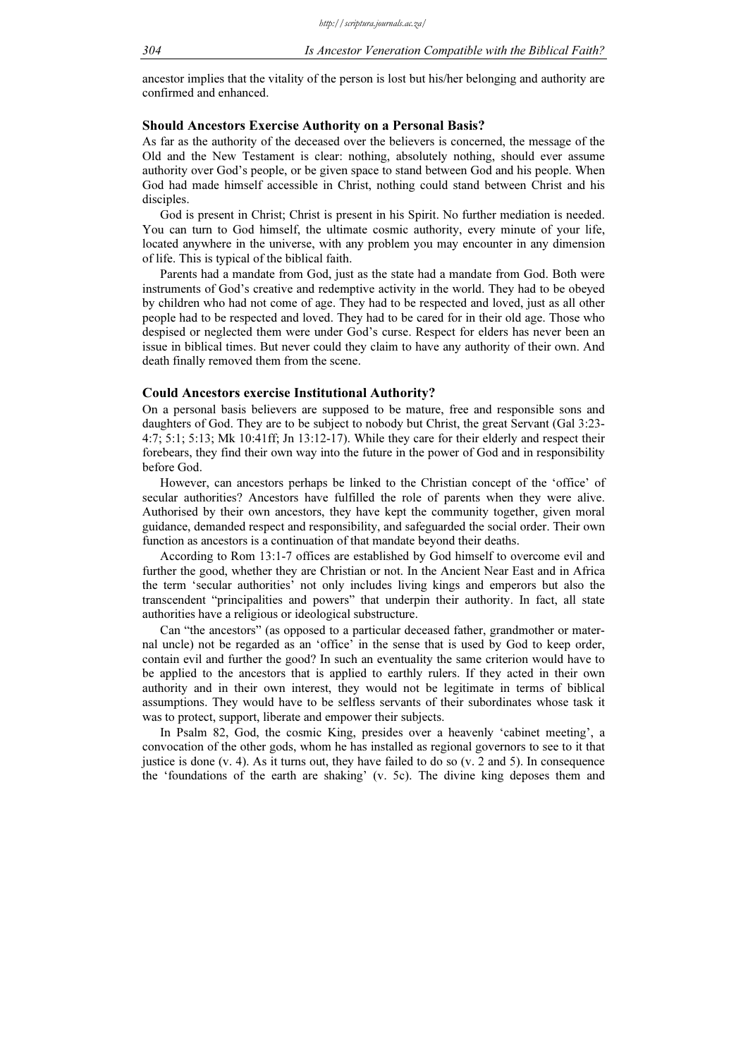ancestor implies that the vitality of the person is lost but his/her belonging and authority are confirmed and enhanced.

### Should Ancestors Exercise Authority on a Personal Basis?

As far as the authority of the deceased over the believers is concerned, the message of the Old and the New Testament is clear: nothing, absolutely nothing, should ever assume authority over God's people, or be given space to stand between God and his people. When God had made himself accessible in Christ, nothing could stand between Christ and his disciples.

God is present in Christ; Christ is present in his Spirit. No further mediation is needed. You can turn to God himself, the ultimate cosmic authority, every minute of your life, located anywhere in the universe, with any problem you may encounter in any dimension of life. This is typical of the biblical faith.

Parents had a mandate from God, just as the state had a mandate from God. Both were instruments of God's creative and redemptive activity in the world. They had to be obeyed by children who had not come of age. They had to be respected and loved, just as all other people had to be respected and loved. They had to be cared for in their old age. Those who despised or neglected them were under God's curse. Respect for elders has never been an issue in biblical times. But never could they claim to have any authority of their own. And death finally removed them from the scene.

### Could Ancestors exercise Institutional Authority?

On a personal basis believers are supposed to be mature, free and responsible sons and daughters of God. They are to be subject to nobody but Christ, the great Servant (Gal 3:23-4:7; 5:1; 5:13; Mk 10:41ff; Jn 13:12-17). While they care for their elderly and respect their forebears, they find their own way into the future in the power of God and in responsibility before God.

However, can ancestors perhaps be linked to the Christian concept of the 'office' of secular authorities? Ancestors have fulfilled the role of parents when they were alive. Authorised by their own ancestors, they have kept the community together, given moral guidance, demanded respect and responsibility, and safeguarded the social order. Their own function as ancestors is a continuation of that mandate beyond their deaths.

According to Rom 13:1-7 offices are established by God himself to overcome evil and further the good, whether they are Christian or not. In the Ancient Near East and in Africa the term 'secular authorities' not only includes living kings and emperors but also the transcendent "principalities and powers" that underpin their authority. In fact, all state authorities have a religious or ideological substructure.

Can "the ancestors" (as opposed to a particular deceased father, grandmother or maternal uncle) not be regarded as an 'office' in the sense that is used by God to keep order, contain evil and further the good? In such an eventuality the same criterion would have to be applied to the ancestors that is applied to earthly rulers. If they acted in their own authority and in their own interest, they would not be legitimate in terms of biblical assumptions. They would have to be selfless servants of their subordinates whose task it was to protect, support, liberate and empower their subjects.

In Psalm 82, God, the cosmic King, presides over a heavenly 'cabinet meeting', a convocation of the other gods, whom he has installed as regional governors to see to it that justice is done (v. 4). As it turns out, they have failed to do so (v. 2 and 5). In consequence the 'foundations of the earth are shaking' (v. 5c). The divine king deposes them and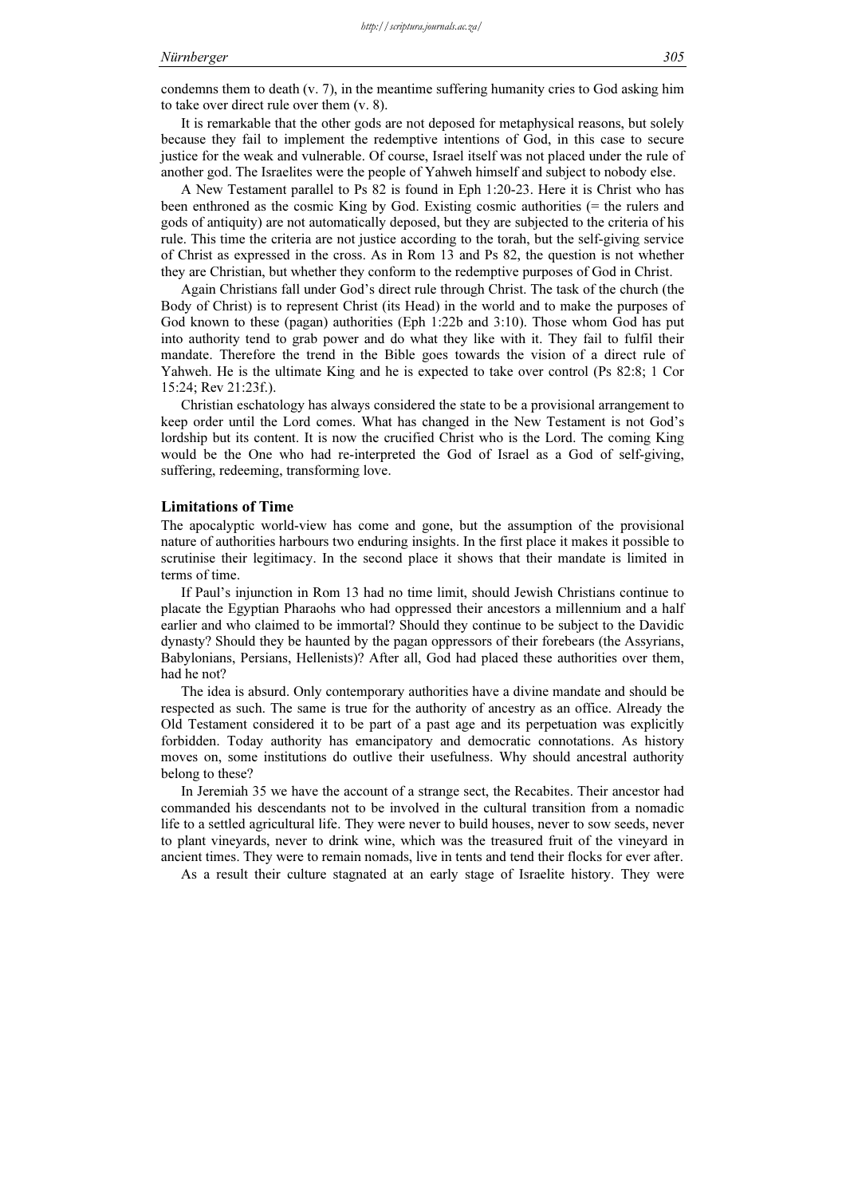condemns them to death (v. 7), in the meantime suffering humanity cries to God asking him to take over direct rule over them (v. 8).

It is remarkable that the other gods are not deposed for metaphysical reasons, but solely because they fail to implement the redemptive intentions of God, in this case to secure justice for the weak and vulnerable. Of course, Israel itself was not placed under the rule of another god. The Israelites were the people of Yahweh himself and subject to nobody else.

A New Testament parallel to Ps 82 is found in Eph 1:20-23. Here it is Christ who has been enthroned as the cosmic King by God. Existing cosmic authorities (= the rulers and gods of antiquity) are not automatically deposed, but they are subjected to the criteria of his rule. This time the criteria are not justice according to the torah, but the self-giving service of Christ as expressed in the cross. As in Rom 13 and Ps 82, the question is not whether they are Christian, but whether they conform to the redemptive purposes of God in Christ.

Again Christians fall under God's direct rule through Christ. The task of the church (the Body of Christ) is to represent Christ (its Head) in the world and to make the purposes of God known to these (pagan) authorities (Eph 1:22b and 3:10). Those whom God has put into authority tend to grab power and do what they like with it. They fail to fulfil their mandate. Therefore the trend in the Bible goes towards the vision of a direct rule of Yahweh. He is the ultimate King and he is expected to take over control (Ps 82:8; 1 Cor 15:24; Rev 21:23f.).

Christian eschatology has always considered the state to be a provisional arrangement to keep order until the Lord comes. What has changed in the New Testament is not God's lordship but its content. It is now the crucified Christ who is the Lord. The coming King would be the One who had re-interpreted the God of Israel as a God of self-giving, suffering, redeeming, transforming love.

## Limitations of Time

The apocalyptic world-view has come and gone, but the assumption of the provisional nature of authorities harbours two enduring insights. In the first place it makes it possible to scrutinise their legitimacy. In the second place it shows that their mandate is limited in terms of time.

If Paul's injunction in Rom 13 had no time limit, should Jewish Christians continue to placate the Egyptian Pharaohs who had oppressed their ancestors a millennium and a half earlier and who claimed to be immortal? Should they continue to be subject to the Davidic dynasty? Should they be haunted by the pagan oppressors of their forebears (the Assyrians, Babylonians, Persians, Hellenists)? After all, God had placed these authorities over them, had he not?

The idea is absurd. Only contemporary authorities have a divine mandate and should be respected as such. The same is true for the authority of ancestry as an office. Already the Old Testament considered it to be part of a past age and its perpetuation was explicitly forbidden. Today authority has emancipatory and democratic connotations. As history moves on, some institutions do outlive their usefulness. Why should ancestral authority belong to these?

In Jeremiah 35 we have the account of a strange sect, the Recabites. Their ancestor had commanded his descendants not to be involved in the cultural transition from a nomadic life to a settled agricultural life. They were never to build houses, never to sow seeds, never to plant vineyards, never to drink wine, which was the treasured fruit of the vineyard in ancient times. They were to remain nomads, live in tents and tend their flocks for ever after.

As a result their culture stagnated at an early stage of Israelite history. They were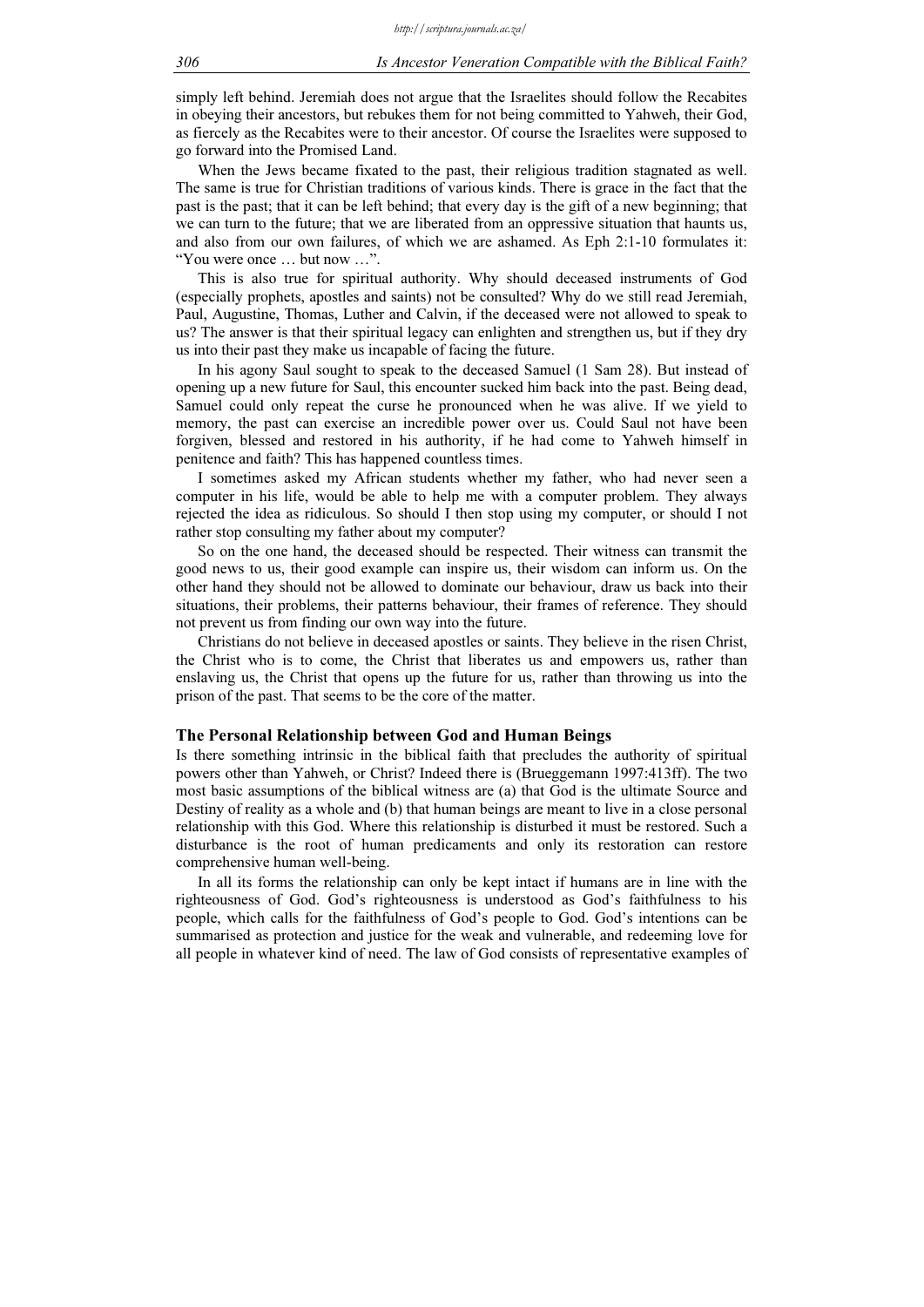simply left behind. Jeremiah does not argue that the Israelites should follow the Recabites in obeying their ancestors, but rebukes them for not being committed to Yahweh, their God, as fiercely as the Recabites were to their ancestor. Of course the Israelites were supposed to go forward into the Promised Land.

When the Jews became fixated to the past, their religious tradition stagnated as well. The same is true for Christian traditions of various kinds. There is grace in the fact that the past is the past; that it can be left behind; that every day is the gift of a new beginning; that we can turn to the future; that we are liberated from an oppressive situation that haunts us, and also from our own failures, of which we are ashamed. As Eph 2:1-10 formulates it: "You were once … but now …".

This is also true for spiritual authority. Why should deceased instruments of God (especially prophets, apostles and saints) not be consulted? Why do we still read Jeremiah, Paul, Augustine, Thomas, Luther and Calvin, if the deceased were not allowed to speak to us? The answer is that their spiritual legacy can enlighten and strengthen us, but if they dry us into their past they make us incapable of facing the future.

In his agony Saul sought to speak to the deceased Samuel (1 Sam 28). But instead of opening up a new future for Saul, this encounter sucked him back into the past. Being dead, Samuel could only repeat the curse he pronounced when he was alive. If we yield to memory, the past can exercise an incredible power over us. Could Saul not have been forgiven, blessed and restored in his authority, if he had come to Yahweh himself in penitence and faith? This has happened countless times.

I sometimes asked my African students whether my father, who had never seen a computer in his life, would be able to help me with a computer problem. They always rejected the idea as ridiculous. So should I then stop using my computer, or should I not rather stop consulting my father about my computer?

So on the one hand, the deceased should be respected. Their witness can transmit the good news to us, their good example can inspire us, their wisdom can inform us. On the other hand they should not be allowed to dominate our behaviour, draw us back into their situations, their problems, their patterns behaviour, their frames of reference. They should not prevent us from finding our own way into the future.

Christians do not believe in deceased apostles or saints. They believe in the risen Christ, the Christ who is to come, the Christ that liberates us and empowers us, rather than enslaving us, the Christ that opens up the future for us, rather than throwing us into the prison of the past. That seems to be the core of the matter.

## The Personal Relationship between God and Human Beings

Is there something intrinsic in the biblical faith that precludes the authority of spiritual powers other than Yahweh, or Christ? Indeed there is (Brueggemann 1997:413ff). The two most basic assumptions of the biblical witness are (a) that God is the ultimate Source and Destiny of reality as a whole and (b) that human beings are meant to live in a close personal relationship with this God. Where this relationship is disturbed it must be restored. Such a disturbance is the root of human predicaments and only its restoration can restore comprehensive human well-being.

In all its forms the relationship can only be kept intact if humans are in line with the righteousness of God. God's righteousness is understood as God's faithfulness to his people, which calls for the faithfulness of God's people to God. God's intentions can be summarised as protection and justice for the weak and vulnerable, and redeeming love for all people in whatever kind of need. The law of God consists of representative examples of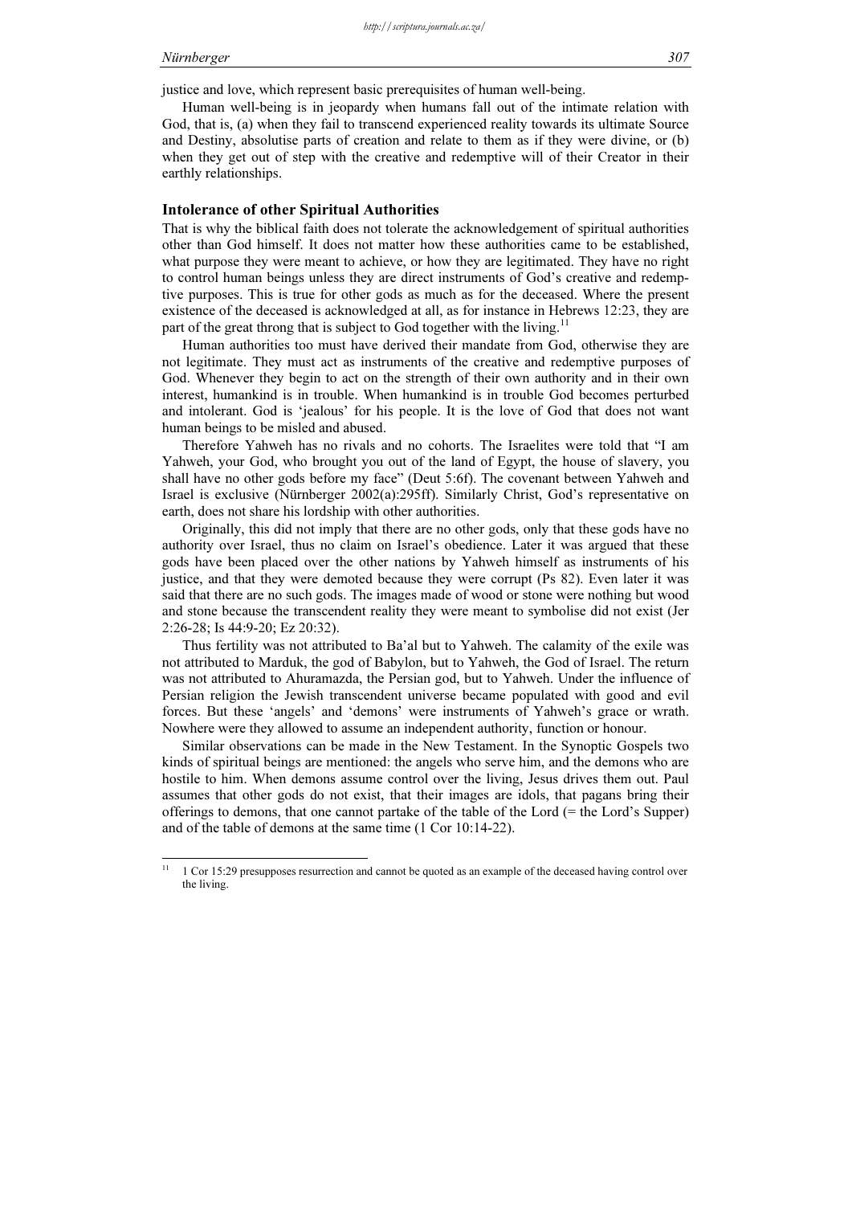justice and love, which represent basic prerequisites of human well-being.

Human well-being is in jeopardy when humans fall out of the intimate relation with God, that is, (a) when they fail to transcend experienced reality towards its ultimate Source and Destiny, absolutise parts of creation and relate to them as if they were divine, or (b) when they get out of step with the creative and redemptive will of their Creator in their earthly relationships.

### Intolerance of other Spiritual Authorities

That is why the biblical faith does not tolerate the acknowledgement of spiritual authorities other than God himself. It does not matter how these authorities came to be established, what purpose they were meant to achieve, or how they are legitimated. They have no right to control human beings unless they are direct instruments of God's creative and redemptive purposes. This is true for other gods as much as for the deceased. Where the present existence of the deceased is acknowledged at all, as for instance in Hebrews 12:23, they are part of the great throng that is subject to God together with the living.[11]

Human authorities too must have derived their mandate from God, otherwise they are not legitimate. They must act as instruments of the creative and redemptive purposes of God. Whenever they begin to act on the strength of their own authority and in their own interest, humankind is in trouble. When humankind is in trouble God becomes perturbed and intolerant. God is 'jealous' for his people. It is the love of God that does not want human beings to be misled and abused.

Therefore Yahweh has no rivals and no cohorts. The Israelites were told that "I am Yahweh, your God, who brought you out of the land of Egypt, the house of slavery, you shall have no other gods before my face" (Deut 5:6f). The covenant between Yahweh and Israel is exclusive (Nürnberger 2002(a):295ff). Similarly Christ, God's representative on earth, does not share his lordship with other authorities.

Originally, this did not imply that there are no other gods, only that these gods have no authority over Israel, thus no claim on Israel's obedience. Later it was argued that these gods have been placed over the other nations by Yahweh himself as instruments of his justice, and that they were demoted because they were corrupt (Ps 82). Even later it was said that there are no such gods. The images made of wood or stone were nothing but wood and stone because the transcendent reality they were meant to symbolise did not exist (Jer 2:26-28; Is 44:9-20; Ez 20:32).

Thus fertility was not attributed to Ba'al but to Yahweh. The calamity of the exile was not attributed to Marduk, the god of Babylon, but to Yahweh, the God of Israel. The return was not attributed to Ahuramazda, the Persian god, but to Yahweh. Under the influence of Persian religion the Jewish transcendent universe became populated with good and evil forces. But these 'angels' and 'demons' were instruments of Yahweh's grace or wrath. Nowhere were they allowed to assume an independent authority, function or honour.

Similar observations can be made in the New Testament. In the Synoptic Gospels two kinds of spiritual beings are mentioned: the angels who serve him, and the demons who are hostile to him. When demons assume control over the living, Jesus drives them out. Paul assumes that other gods do not exist, that their images are idols, that pagans bring their offerings to demons, that one cannot partake of the table of the Lord (= the Lord's Supper) and of the table of demons at the same time (1 Cor 10:14-22).

---

[11] 1 Cor 15:29 presupposes resurrection and cannot be quoted as an example of the deceased having control over the living.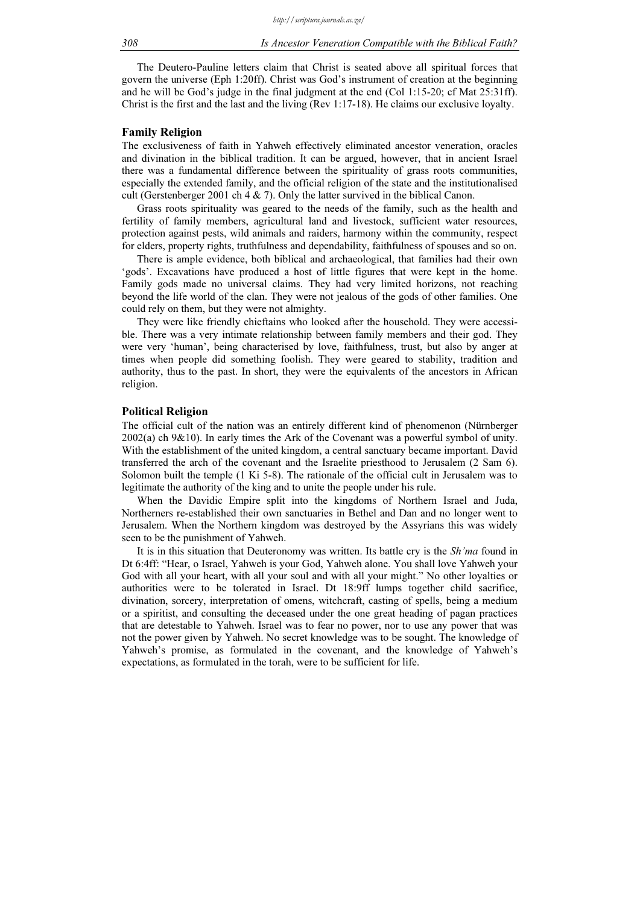The Deutero-Pauline letters claim that Christ is seated above all spiritual forces that govern the universe (Eph 1:20ff). Christ was God's instrument of creation at the beginning and he will be God's judge in the final judgment at the end (Col 1:15-20; cf Mat 25:31ff). Christ is the first and the last and the living (Rev 1:17-18). He claims our exclusive loyalty.

## Family Religion

The exclusiveness of faith in Yahweh effectively eliminated ancestor veneration, oracles and divination in the biblical tradition. It can be argued, however, that in ancient Israel there was a fundamental difference between the spirituality of grass roots communities, especially the extended family, and the official religion of the state and the institutionalised cult (Gerstenberger 2001 ch 4 & 7). Only the latter survived in the biblical Canon.

Grass roots spirituality was geared to the needs of the family, such as the health and fertility of family members, agricultural land and livestock, sufficient water resources, protection against pests, wild animals and raiders, harmony within the community, respect for elders, property rights, truthfulness and dependability, faithfulness of spouses and so on.

There is ample evidence, both biblical and archaeological, that families had their own 'gods'. Excavations have produced a host of little figures that were kept in the home. Family gods made no universal claims. They had very limited horizons, not reaching beyond the life world of the clan. They were not jealous of the gods of other families. One could rely on them, but they were not almighty.

They were like friendly chieftains who looked after the household. They were accessible. There was a very intimate relationship between family members and their god. They were very 'human', being characterised by love, faithfulness, trust, but also by anger at times when people did something foolish. They were geared to stability, tradition and authority, thus to the past. In short, they were the equivalents of the ancestors in African religion.

## Political Religion

The official cult of the nation was an entirely different kind of phenomenon (Nürnberger 2002(a) ch 9&10). In early times the Ark of the Covenant was a powerful symbol of unity. With the establishment of the united kingdom, a central sanctuary became important. David transferred the arch of the covenant and the Israelite priesthood to Jerusalem (2 Sam 6). Solomon built the temple (1 Ki 5-8). The rationale of the official cult in Jerusalem was to legitimate the authority of the king and to unite the people under his rule.

When the Davidic Empire split into the kingdoms of Northern Israel and Juda, Northerners re-established their own sanctuaries in Bethel and Dan and no longer went to Jerusalem. When the Northern kingdom was destroyed by the Assyrians this was widely seen to be the punishment of Yahweh.

It is in this situation that Deuteronomy was written. Its battle cry is the *Sh'ma* found in Dt 6:4ff: "Hear, o Israel, Yahweh is your God, Yahweh alone. You shall love Yahweh your God with all your heart, with all your soul and with all your might." No other loyalties or authorities were to be tolerated in Israel. Dt 18:9ff lumps together child sacrifice, divination, sorcery, interpretation of omens, witchcraft, casting of spells, being a medium or a spiritist, and consulting the deceased under the one great heading of pagan practices that are detestable to Yahweh. Israel was to fear no power, nor to use any power that was not the power given by Yahweh. No secret knowledge was to be sought. The knowledge of Yahweh's promise, as formulated in the covenant, and the knowledge of Yahweh's expectations, as formulated in the torah, were to be sufficient for life.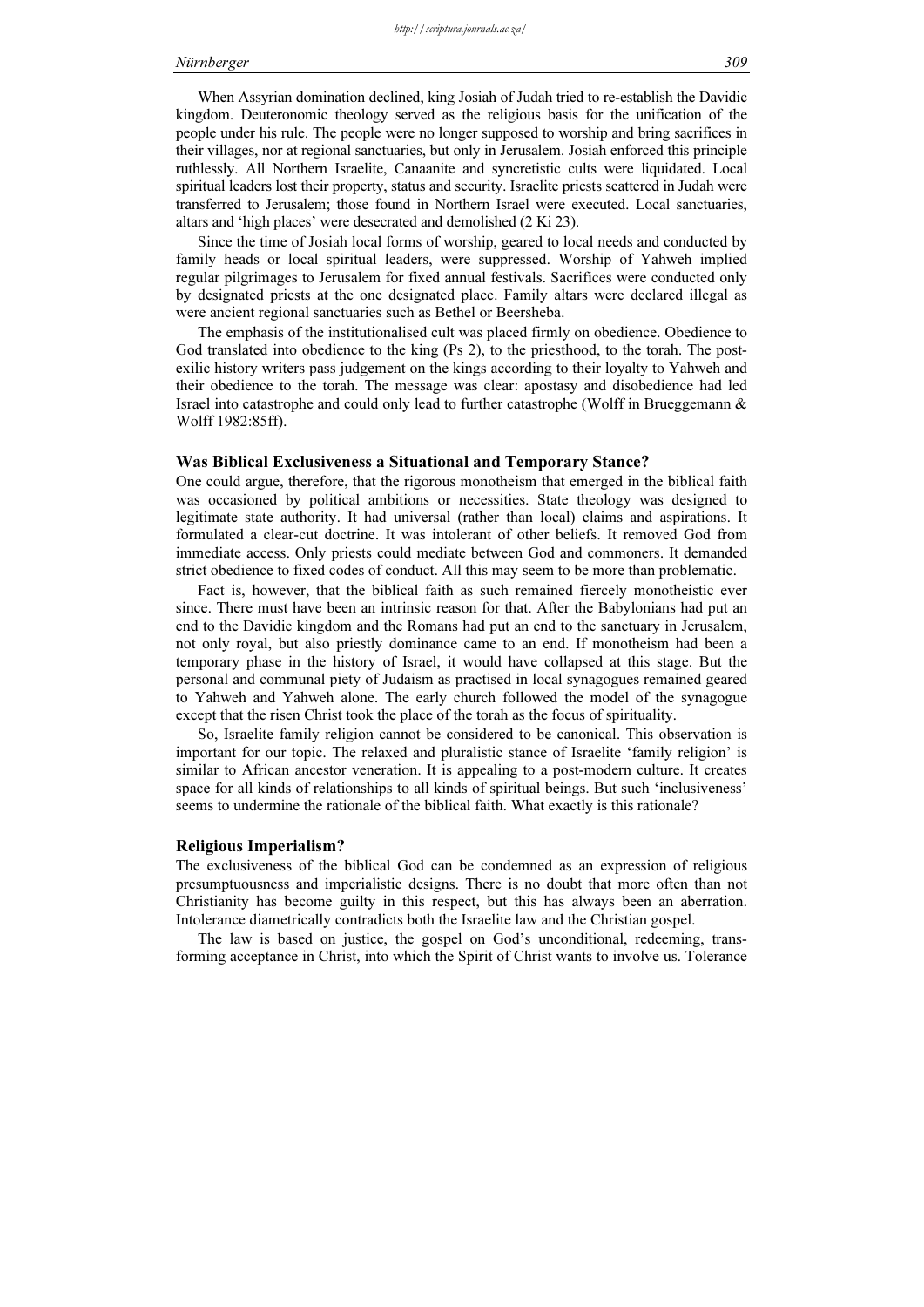When Assyrian domination declined, king Josiah of Judah tried to re-establish the Davidic kingdom. Deuteronomic theology served as the religious basis for the unification of the people under his rule. The people were no longer supposed to worship and bring sacrifices in their villages, nor at regional sanctuaries, but only in Jerusalem. Josiah enforced this principle ruthlessly. All Northern Israelite, Canaanite and syncretistic cults were liquidated. Local spiritual leaders lost their property, status and security. Israelite priests scattered in Judah were transferred to Jerusalem; those found in Northern Israel were executed. Local sanctuaries, altars and 'high places' were desecrated and demolished (2 Ki 23).

Since the time of Josiah local forms of worship, geared to local needs and conducted by family heads or local spiritual leaders, were suppressed. Worship of Yahweh implied regular pilgrimages to Jerusalem for fixed annual festivals. Sacrifices were conducted only by designated priests at the one designated place. Family altars were declared illegal as were ancient regional sanctuaries such as Bethel or Beersheba.

The emphasis of the institutionalised cult was placed firmly on obedience. Obedience to God translated into obedience to the king (Ps 2), to the priesthood, to the torah. The post-exilic history writers pass judgement on the kings according to their loyalty to Yahweh and their obedience to the torah. The message was clear: apostasy and disobedience had led Israel into catastrophe and could only lead to further catastrophe (Wolff in Brueggemann & Wolff 1982:85ff).

## Was Biblical Exclusiveness a Situational and Temporary Stance?

One could argue, therefore, that the rigorous monotheism that emerged in the biblical faith was occasioned by political ambitions or necessities. State theology was designed to legitimate state authority. It had universal (rather than local) claims and aspirations. It formulated a clear-cut doctrine. It was intolerant of other beliefs. It removed God from immediate access. Only priests could mediate between God and commoners. It demanded strict obedience to fixed codes of conduct. All this may seem to be more than problematic.

Fact is, however, that the biblical faith as such remained fiercely monotheistic ever since. There must have been an intrinsic reason for that. After the Babylonians had put an end to the Davidic kingdom and the Romans had put an end to the sanctuary in Jerusalem, not only royal, but also priestly dominance came to an end. If monotheism had been a temporary phase in the history of Israel, it would have collapsed at this stage. But the personal and communal piety of Judaism as practised in local synagogues remained geared to Yahweh and Yahweh alone. The early church followed the model of the synagogue except that the risen Christ took the place of the torah as the focus of spirituality.

So, Israelite family religion cannot be considered to be canonical. This observation is important for our topic. The relaxed and pluralistic stance of Israelite 'family religion' is similar to African ancestor veneration. It is appealing to a post-modern culture. It creates space for all kinds of relationships to all kinds of spiritual beings. But such 'inclusiveness' seems to undermine the rationale of the biblical faith. What exactly is this rationale?

## Religious Imperialism?

The exclusiveness of the biblical God can be condemned as an expression of religious presumptuousness and imperialistic designs. There is no doubt that more often than not Christianity has become guilty in this respect, but this has always been an aberration. Intolerance diametrically contradicts both the Israelite law and the Christian gospel.

The law is based on justice, the gospel on God's unconditional, redeeming, transforming acceptance in Christ, into which the Spirit of Christ wants to involve us. Tolerance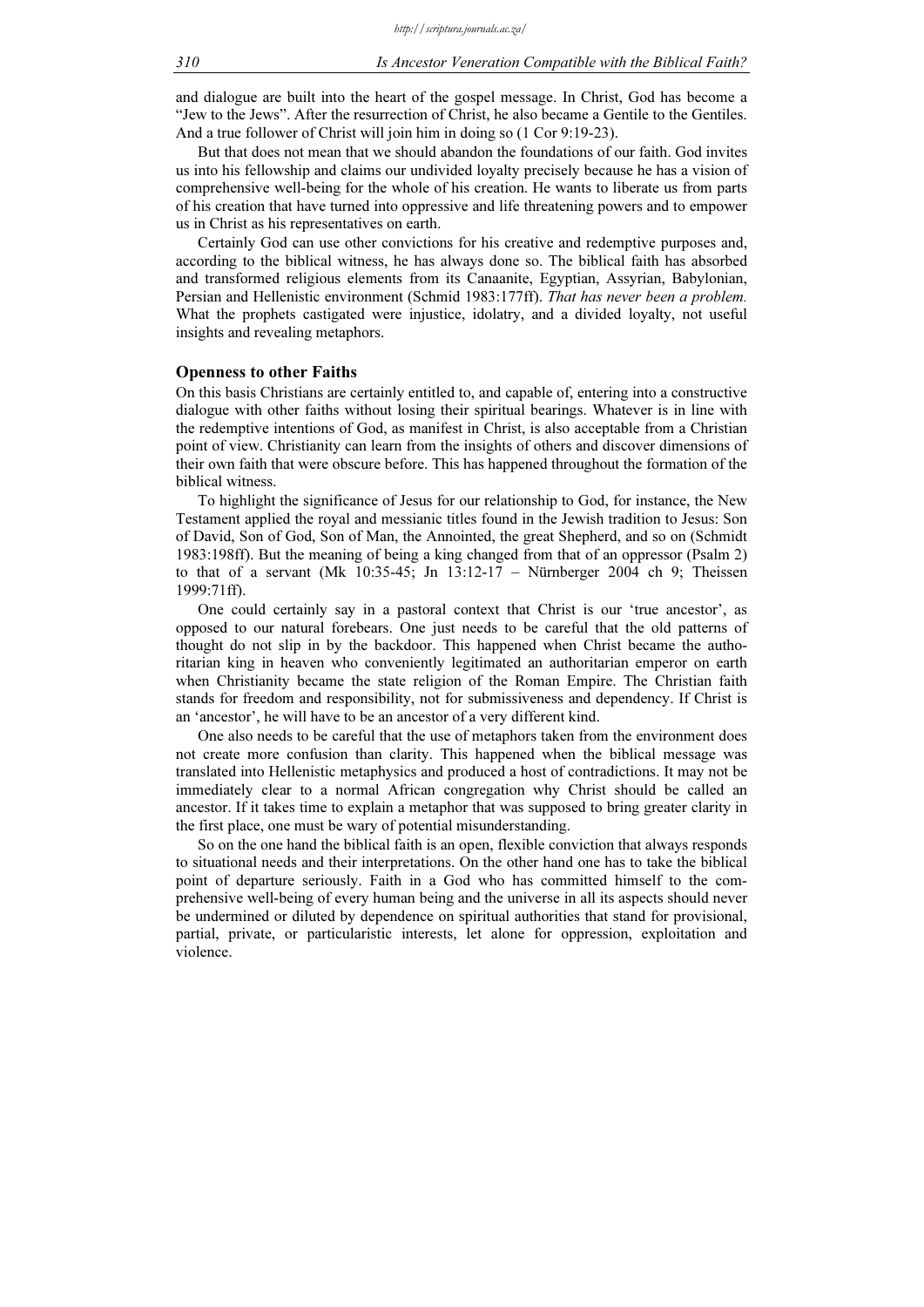and dialogue are built into the heart of the gospel message. In Christ, God has become a "Jew to the Jews". After the resurrection of Christ, he also became a Gentile to the Gentiles. And a true follower of Christ will join him in doing so (1 Cor 9:19-23).

But that does not mean that we should abandon the foundations of our faith. God invites us into his fellowship and claims our undivided loyalty precisely because he has a vision of comprehensive well-being for the whole of his creation. He wants to liberate us from parts of his creation that have turned into oppressive and life threatening powers and to empower us in Christ as his representatives on earth.

Certainly God can use other convictions for his creative and redemptive purposes and, according to the biblical witness, he has always done so. The biblical faith has absorbed and transformed religious elements from its Canaanite, Egyptian, Assyrian, Babylonian, Persian and Hellenistic environment (Schmid 1983:177ff). *That has never been a problem.* What the prophets castigated were injustice, idolatry, and a divided loyalty, not useful insights and revealing metaphors.

## Openness to other Faiths

On this basis Christians are certainly entitled to, and capable of, entering into a constructive dialogue with other faiths without losing their spiritual bearings. Whatever is in line with the redemptive intentions of God, as manifest in Christ, is also acceptable from a Christian point of view. Christianity can learn from the insights of others and discover dimensions of their own faith that were obscure before. This has happened throughout the formation of the biblical witness.

To highlight the significance of Jesus for our relationship to God, for instance, the New Testament applied the royal and messianic titles found in the Jewish tradition to Jesus: Son of David, Son of God, Son of Man, the Annointed, the great Shepherd, and so on (Schmidt 1983:198ff). But the meaning of being a king changed from that of an oppressor (Psalm 2) to that of a servant (Mk 10:35-45; Jn 13:12-17 – Nürnberger 2004 ch 9; Theissen 1999:71ff).

One could certainly say in a pastoral context that Christ is our 'true ancestor', as opposed to our natural forebears. One just needs to be careful that the old patterns of thought do not slip in by the backdoor. This happened when Christ became the authoritarian king in heaven who conveniently legitimated an authoritarian emperor on earth when Christianity became the state religion of the Roman Empire. The Christian faith stands for freedom and responsibility, not for submissiveness and dependency. If Christ is an 'ancestor', he will have to be an ancestor of a very different kind.

One also needs to be careful that the use of metaphors taken from the environment does not create more confusion than clarity. This happened when the biblical message was translated into Hellenistic metaphysics and produced a host of contradictions. It may not be immediately clear to a normal African congregation why Christ should be called an ancestor. If it takes time to explain a metaphor that was supposed to bring greater clarity in the first place, one must be wary of potential misunderstanding.

So on the one hand the biblical faith is an open, flexible conviction that always responds to situational needs and their interpretations. On the other hand one has to take the biblical point of departure seriously. Faith in a God who has committed himself to the comprehensive well-being of every human being and the universe in all its aspects should never be undermined or diluted by dependence on spiritual authorities that stand for provisional, partial, private, or particularistic interests, let alone for oppression, exploitation and violence.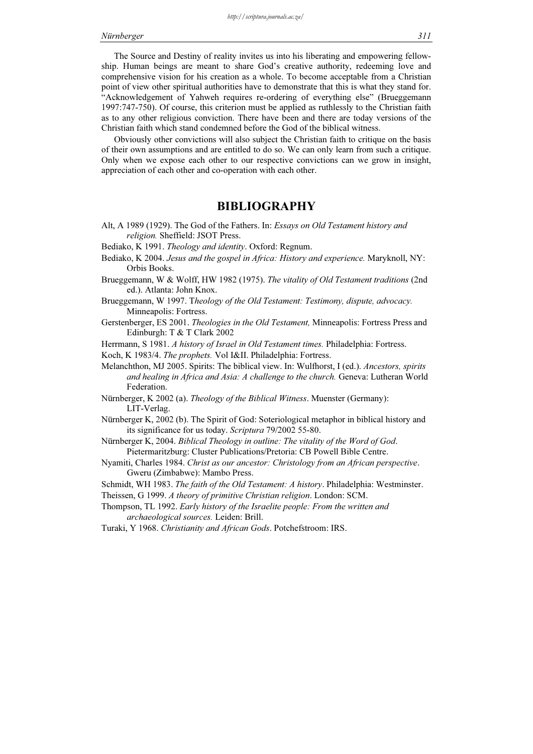The Source and Destiny of reality invites us into his liberating and empowering fellowship. Human beings are meant to share God's creative authority, redeeming love and comprehensive vision for his creation as a whole. To become acceptable from a Christian point of view other spiritual authorities have to demonstrate that this is what they stand for. "Acknowledgement of Yahweh requires re-ordering of everything else" (Brueggemann 1997:747-750). Of course, this criterion must be applied as ruthlessly to the Christian faith as to any other religious conviction. There have been and there are today versions of the Christian faith which stand condemned before the God of the biblical witness.

Obviously other convictions will also subject the Christian faith to critique on the basis of their own assumptions and are entitled to do so. We can only learn from such a critique. Only when we expose each other to our respective convictions can we grow in insight, appreciation of each other and co-operation with each other.

## BIBLIOGRAPHY

Alt, A 1989 (1929). The God of the Fathers. In: *Essays on Old Testament history and religion.* Sheffield: JSOT Press.

Bediako, K 1991. *Theology and identity*. Oxford: Regnum.

Bediako, K 2004. *Jesus and the gospel in Africa: History and experience.* Maryknoll, NY: Orbis Books.

Brueggemann, W & Wolff, HW 1982 (1975). *The vitality of Old Testament traditions* (2nd ed.). Atlanta: John Knox.

Brueggemann, W 1997. T*heology of the Old Testament: Testimony, dispute, advocacy.* Minneapolis: Fortress.

Gerstenberger, ES 2001. *Theologies in the Old Testament,* Minneapolis: Fortress Press and Edinburgh: T & T Clark 2002

Herrmann, S 1981. *A history of Israel in Old Testament times.* Philadelphia: Fortress.

Koch, K 1983/4. *The prophets.* Vol I&II. Philadelphia: Fortress.

Melanchthon, MJ 2005. Spirits: The biblical view. In: Wulfhorst, I (ed.). *Ancestors, spirits and healing in Africa and Asia: A challenge to the church.* Geneva: Lutheran World Federation.

Nürnberger, K 2002 (a). *Theology of the Biblical Witness*. Muenster (Germany): LIT-Verlag.

Nürnberger K, 2002 (b). The Spirit of God: Soteriological metaphor in biblical history and its significance for us today. *Scriptura* 79/2002 55-80.

Nürnberger K, 2004. *Biblical Theology in outline: The vitality of the Word of God*. Pietermaritzburg: Cluster Publications/Pretoria: CB Powell Bible Centre.

Nyamiti, Charles 1984. *Christ as our ancestor: Christology from an African perspective*. Gweru (Zimbabwe): Mambo Press.

Schmidt, WH 1983. *The faith of the Old Testament: A history*. Philadelphia: Westminster.

Theissen, G 1999. *A theory of primitive Christian religion*. London: SCM.

Thompson, TL 1992. *Early history of the Israelite people: From the written and archaeological sources.* Leiden: Brill.

Turaki, Y 1968. *Christianity and African Gods*. Potchefstroom: IRS.